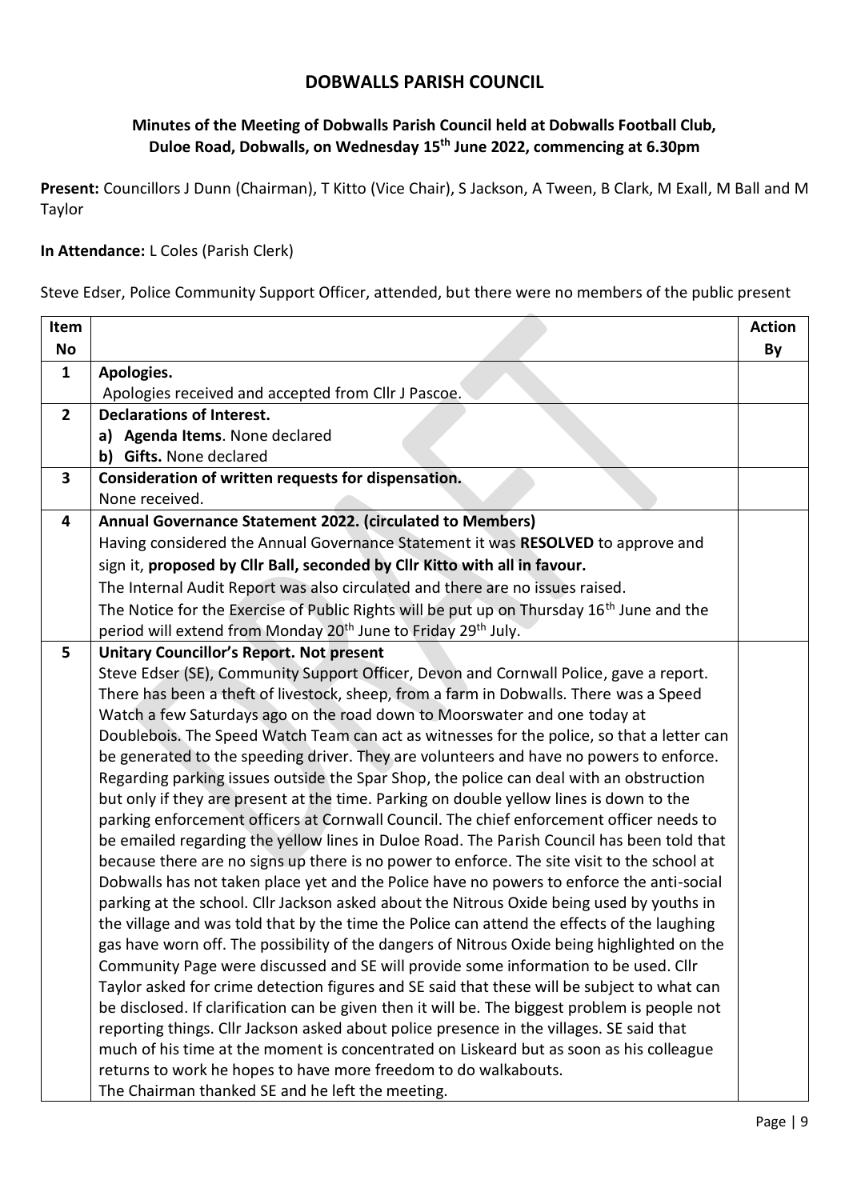# DOBWALLS PARISH COUNCIL

### Minutes of the Meeting of Dobwalls Parish Council held at Dobwalls Football Club, Duloe Road, Dobwalls, on Wednesday 15th June 2022, commencing at 6.30pm

**Present:** Councillors J Dunn (Chairman), T Kitto (Vice Chair), S Jackson, A Tween, B Clark, M Exall, M Ball and M Taylor

**In Attendance:** L Coles (Parish Clerk)

Steve Edser, Police Community Support Officer, attended, but there were no members of the public present

| Item No | | Action By |
|---|---|---|
| 1 | **Apologies.**<br>Apologies received and accepted from Cllr J Pascoe. | |
| 2 | **Declarations of Interest.**<br>**a) Agenda Items**. None declared<br>**b) Gifts.** None declared | |
| 3 | **Consideration of written requests for dispensation.**<br>None received. | |
| 4 | **Annual Governance Statement 2022. (circulated to Members)**<br>Having considered the Annual Governance Statement it was **RESOLVED** to approve and sign it, **proposed by Cllr Ball, seconded by Cllr Kitto with all in favour.**<br>The Internal Audit Report was also circulated and there are no issues raised.<br>The Notice for the Exercise of Public Rights will be put up on Thursday 16th June and the period will extend from Monday 20th June to Friday 29th July. | |
| 5 | **Unitary Councillor's Report. Not present**<br>Steve Edser (SE), Community Support Officer, Devon and Cornwall Police, gave a report. There has been a theft of livestock, sheep, from a farm in Dobwalls. There was a Speed Watch a few Saturdays ago on the road down to Moorswater and one today at Doublebois. The Speed Watch Team can act as witnesses for the police, so that a letter can be generated to the speeding driver. They are volunteers and have no powers to enforce. Regarding parking issues outside the Spar Shop, the police can deal with an obstruction but only if they are present at the time. Parking on double yellow lines is down to the parking enforcement officers at Cornwall Council. The chief enforcement officer needs to be emailed regarding the yellow lines in Duloe Road. The Parish Council has been told that because there are no signs up there is no power to enforce. The site visit to the school at Dobwalls has not taken place yet and the Police have no powers to enforce the anti-social parking at the school. Cllr Jackson asked about the Nitrous Oxide being used by youths in the village and was told that by the time the Police can attend the effects of the laughing gas have worn off. The possibility of the dangers of Nitrous Oxide being highlighted on the Community Page were discussed and SE will provide some information to be used. Cllr Taylor asked for crime detection figures and SE said that these will be subject to what can be disclosed. If clarification can be given then it will be. The biggest problem is people not reporting things. Cllr Jackson asked about police presence in the villages. SE said that much of his time at the moment is concentrated on Liskeard but as soon as his colleague returns to work he hopes to have more freedom to do walkabouts.<br>The Chairman thanked SE and he left the meeting. | |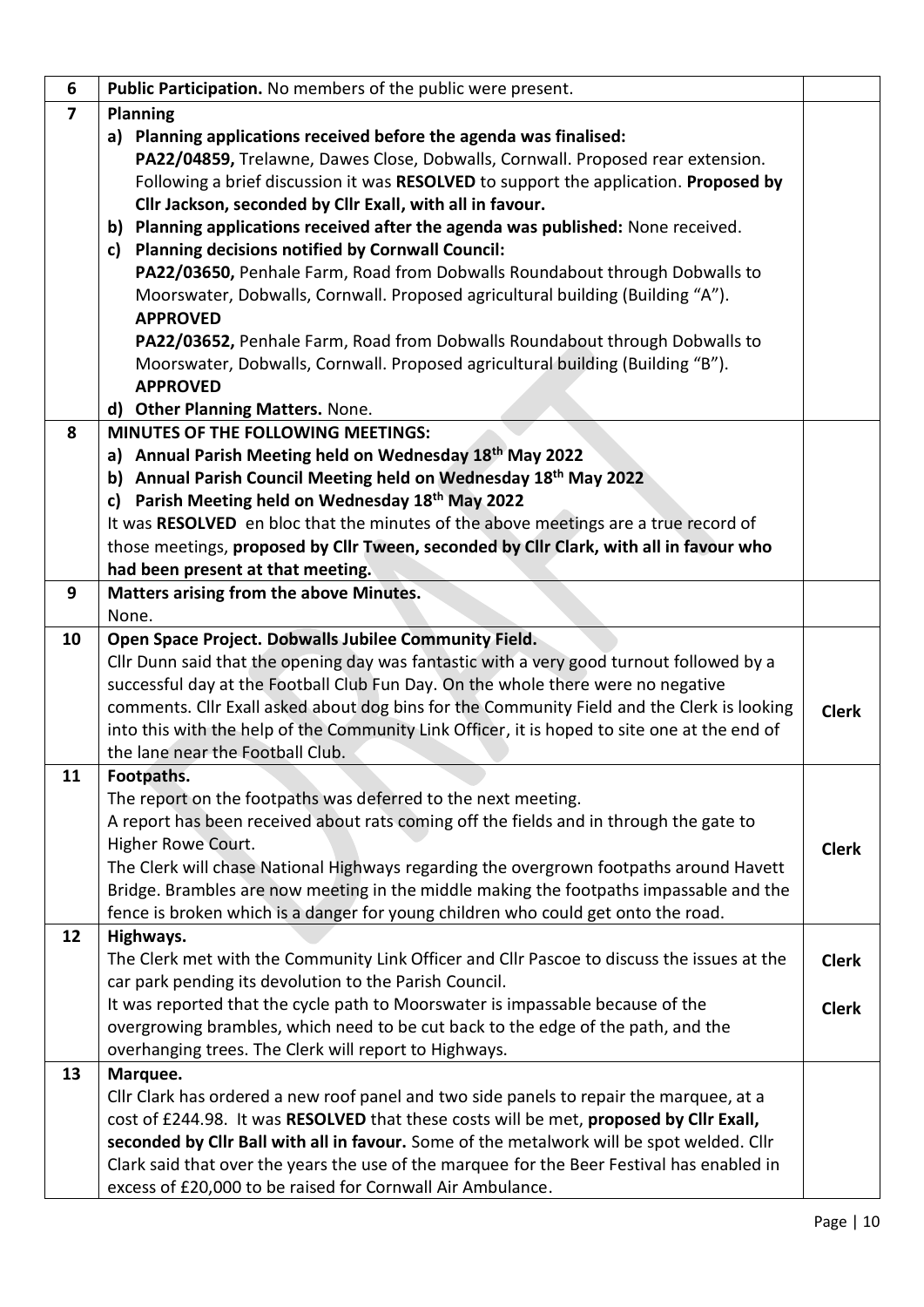| | | |
|---|---|---|
| 6 | **Public Participation.** No members of the public were present. | |
| 7 | **Planning**<br>**a) Planning applications received before the agenda was finalised:**<br>**PA22/04859,** Trelawne, Dawes Close, Dobwalls, Cornwall. Proposed rear extension. Following a brief discussion it was **RESOLVED** to support the application. **Proposed by Cllr Jackson, seconded by Cllr Exall, with all in favour.**<br>**b) Planning applications received after the agenda was published:** None received.<br>**c) Planning decisions notified by Cornwall Council:**<br>**PA22/03650,** Penhale Farm, Road from Dobwalls Roundabout through Dobwalls to Moorswater, Dobwalls, Cornwall. Proposed agricultural building (Building "A"). **APPROVED**<br>**PA22/03652,** Penhale Farm, Road from Dobwalls Roundabout through Dobwalls to Moorswater, Dobwalls, Cornwall. Proposed agricultural building (Building "B"). **APPROVED**<br>**d) Other Planning Matters.** None. | |
| 8 | **MINUTES OF THE FOLLOWING MEETINGS:**<br>**a) Annual Parish Meeting held on Wednesday 18th May 2022**<br>**b) Annual Parish Council Meeting held on Wednesday 18th May 2022**<br>**c) Parish Meeting held on Wednesday 18th May 2022**<br>It was **RESOLVED** en bloc that the minutes of the above meetings are a true record of those meetings, **proposed by Cllr Tween, seconded by Cllr Clark, with all in favour who had been present at that meeting.** | |
| 9 | **Matters arising from the above Minutes.**<br>None. | |
| 10 | **Open Space Project. Dobwalls Jubilee Community Field.**<br>Cllr Dunn said that the opening day was fantastic with a very good turnout followed by a successful day at the Football Club Fun Day. On the whole there were no negative comments. Cllr Exall asked about dog bins for the Community Field and the Clerk is looking into this with the help of the Community Link Officer, it is hoped to site one at the end of the lane near the Football Club. | **Clerk** |
| 11 | **Footpaths.**<br>The report on the footpaths was deferred to the next meeting.<br>A report has been received about rats coming off the fields and in through the gate to Higher Rowe Court.<br>The Clerk will chase National Highways regarding the overgrown footpaths around Havett Bridge. Brambles are now meeting in the middle making the footpaths impassable and the fence is broken which is a danger for young children who could get onto the road. | **Clerk** |
| 12 | **Highways.**<br>The Clerk met with the Community Link Officer and Cllr Pascoe to discuss the issues at the car park pending its devolution to the Parish Council.<br>It was reported that the cycle path to Moorswater is impassable because of the overgrowing brambles, which need to be cut back to the edge of the path, and the overhanging trees. The Clerk will report to Highways. | **Clerk**<br><br>**Clerk** |
| 13 | **Marquee.**<br>Cllr Clark has ordered a new roof panel and two side panels to repair the marquee, at a cost of £244.98. It was **RESOLVED** that these costs will be met, **proposed by Cllr Exall, seconded by Cllr Ball with all in favour.** Some of the metalwork will be spot welded. Cllr Clark said that over the years the use of the marquee for the Beer Festival has enabled in excess of £20,000 to be raised for Cornwall Air Ambulance. | |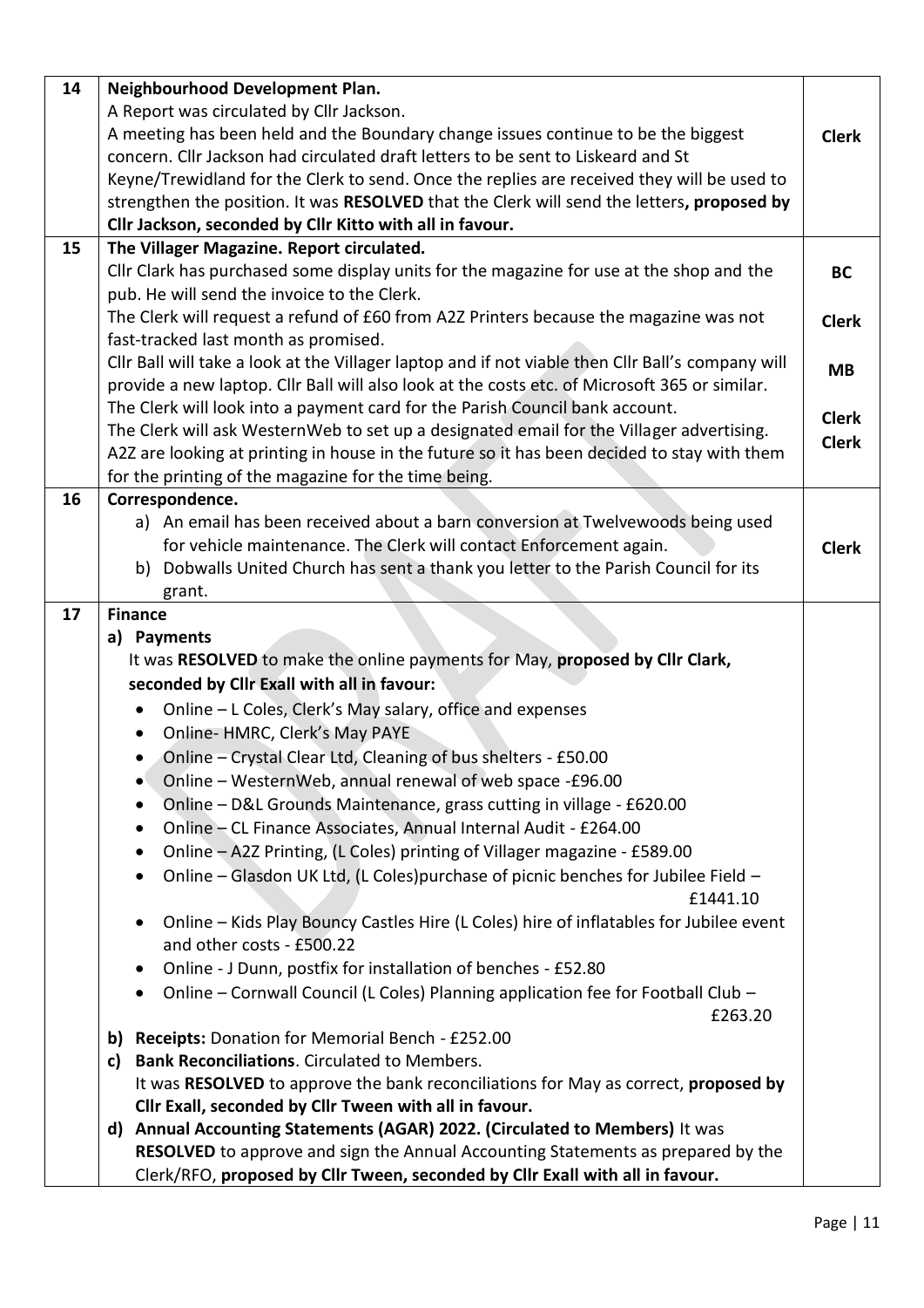| | | |
|---|---|---|
| 14 | **Neighbourhood Development Plan.**<br>A Report was circulated by Cllr Jackson.<br>A meeting has been held and the Boundary change issues continue to be the biggest concern. Cllr Jackson had circulated draft letters to be sent to Liskeard and St Keyne/Trewidland for the Clerk to send. Once the replies are received they will be used to strengthen the position. It was **RESOLVED** that the Clerk will send the letters**, proposed by Cllr Jackson, seconded by Cllr Kitto with all in favour.** | **Clerk** |
| 15 | **The Villager Magazine. Report circulated.**<br>Cllr Clark has purchased some display units for the magazine for use at the shop and the pub. He will send the invoice to the Clerk.<br>The Clerk will request a refund of £60 from A2Z Printers because the magazine was not fast-tracked last month as promised.<br>Cllr Ball will take a look at the Villager laptop and if not viable then Cllr Ball's company will provide a new laptop. Cllr Ball will also look at the costs etc. of Microsoft 365 or similar.<br>The Clerk will look into a payment card for the Parish Council bank account.<br>The Clerk will ask WesternWeb to set up a designated email for the Villager advertising.<br>A2Z are looking at printing in house in the future so it has been decided to stay with them for the printing of the magazine for the time being. | **BC**<br><br>**Clerk**<br><br>**MB**<br><br>**Clerk**<br>**Clerk** |
| 16 | **Correspondence.**<br>a) An email has been received about a barn conversion at Twelvewoods being used for vehicle maintenance. The Clerk will contact Enforcement again.<br>b) Dobwalls United Church has sent a thank you letter to the Parish Council for its grant. | **Clerk** |
| 17 | **Finance**<br>**a) Payments**<br>It was **RESOLVED** to make the online payments for May, **proposed by Cllr Clark, seconded by Cllr Exall with all in favour:**<br>• Online – L Coles, Clerk's May salary, office and expenses<br>• Online- HMRC, Clerk's May PAYE<br>• Online – Crystal Clear Ltd, Cleaning of bus shelters - £50.00<br>• Online – WesternWeb, annual renewal of web space -£96.00<br>• Online – D&L Grounds Maintenance, grass cutting in village - £620.00<br>• Online – CL Finance Associates, Annual Internal Audit - £264.00<br>• Online – A2Z Printing, (L Coles) printing of Villager magazine - £589.00<br>• Online – Glasdon UK Ltd, (L Coles)purchase of picnic benches for Jubilee Field – £1441.10<br>• Online – Kids Play Bouncy Castles Hire (L Coles) hire of inflatables for Jubilee event and other costs - £500.22<br>• Online - J Dunn, postfix for installation of benches - £52.80<br>• Online – Cornwall Council (L Coles) Planning application fee for Football Club – £263.20<br>**b) Receipts:** Donation for Memorial Bench - £252.00<br>**c) Bank Reconciliations**. Circulated to Members.<br>It was **RESOLVED** to approve the bank reconciliations for May as correct, **proposed by Cllr Exall, seconded by Cllr Tween with all in favour.**<br>**d) Annual Accounting Statements (AGAR) 2022. (Circulated to Members)** It was **RESOLVED** to approve and sign the Annual Accounting Statements as prepared by the Clerk/RFO, **proposed by Cllr Tween, seconded by Cllr Exall with all in favour.** | |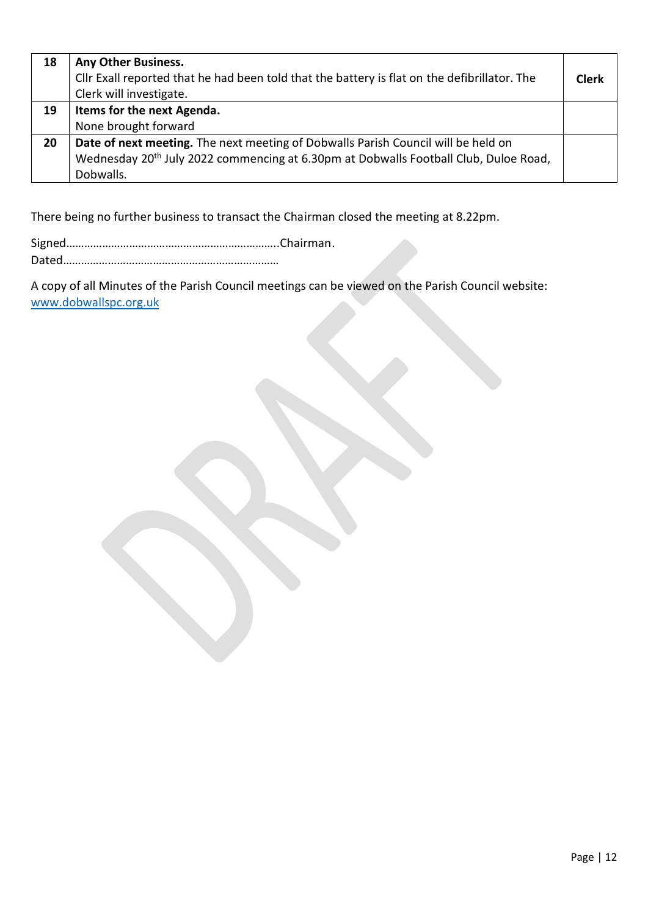| | | |
|---|---|---|
| **18** | **Any Other Business.** Cllr Exall reported that he had been told that the battery is flat on the defibrillator. The Clerk will investigate. | **Clerk** |
| **19** | **Items for the next Agenda.** None brought forward | |
| **20** | **Date of next meeting.** The next meeting of Dobwalls Parish Council will be held on Wednesday 20th July 2022 commencing at 6.30pm at Dobwalls Football Club, Duloe Road, Dobwalls. | |

There being no further business to transact the Chairman closed the meeting at 8.22pm.

Signed…………………………………………………………….Chairman.
Dated………………………………………………………………

A copy of all Minutes of the Parish Council meetings can be viewed on the Parish Council website: www.dobwallspc.org.uk

DRAFT